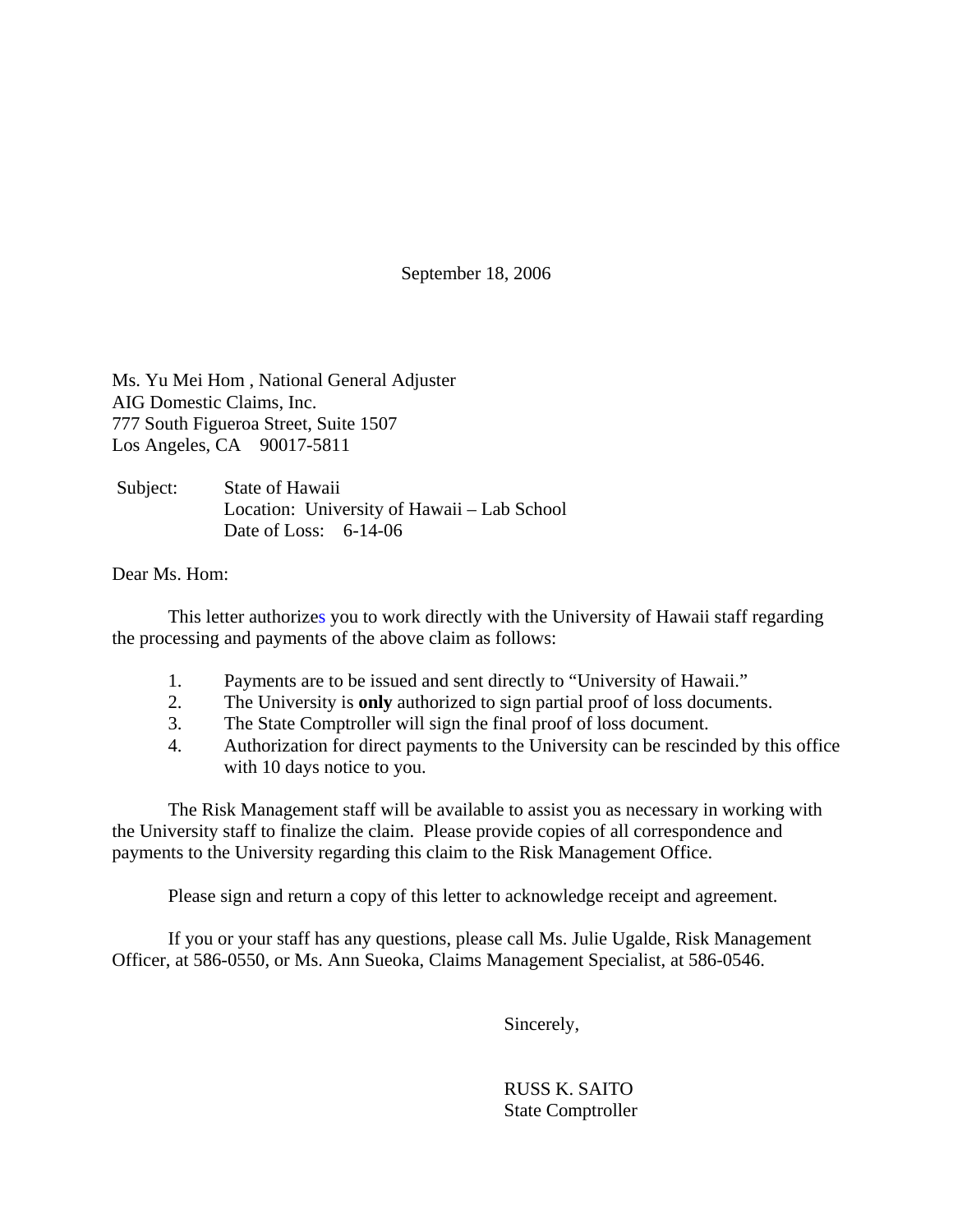September 18, 2006

Ms. Yu Mei Hom , National General Adjuster
AIG Domestic Claims, Inc.
777 South Figueroa Street, Suite 1507
Los Angeles, CA 90017-5811

Subject: State of Hawaii
Location: University of Hawaii – Lab School
Date of Loss: 6-14-06

Dear Ms. Hom:

This letter authorizes you to work directly with the University of Hawaii staff regarding the processing and payments of the above claim as follows:

1. Payments are to be issued and sent directly to "University of Hawaii."
2. The University is **only** authorized to sign partial proof of loss documents.
3. The State Comptroller will sign the final proof of loss document.
4. Authorization for direct payments to the University can be rescinded by this office with 10 days notice to you.

The Risk Management staff will be available to assist you as necessary in working with the University staff to finalize the claim. Please provide copies of all correspondence and payments to the University regarding this claim to the Risk Management Office.

Please sign and return a copy of this letter to acknowledge receipt and agreement.

If you or your staff has any questions, please call Ms. Julie Ugalde, Risk Management Officer, at 586-0550, or Ms. Ann Sueoka, Claims Management Specialist, at 586-0546.

Sincerely,

RUSS K. SAITO
State Comptroller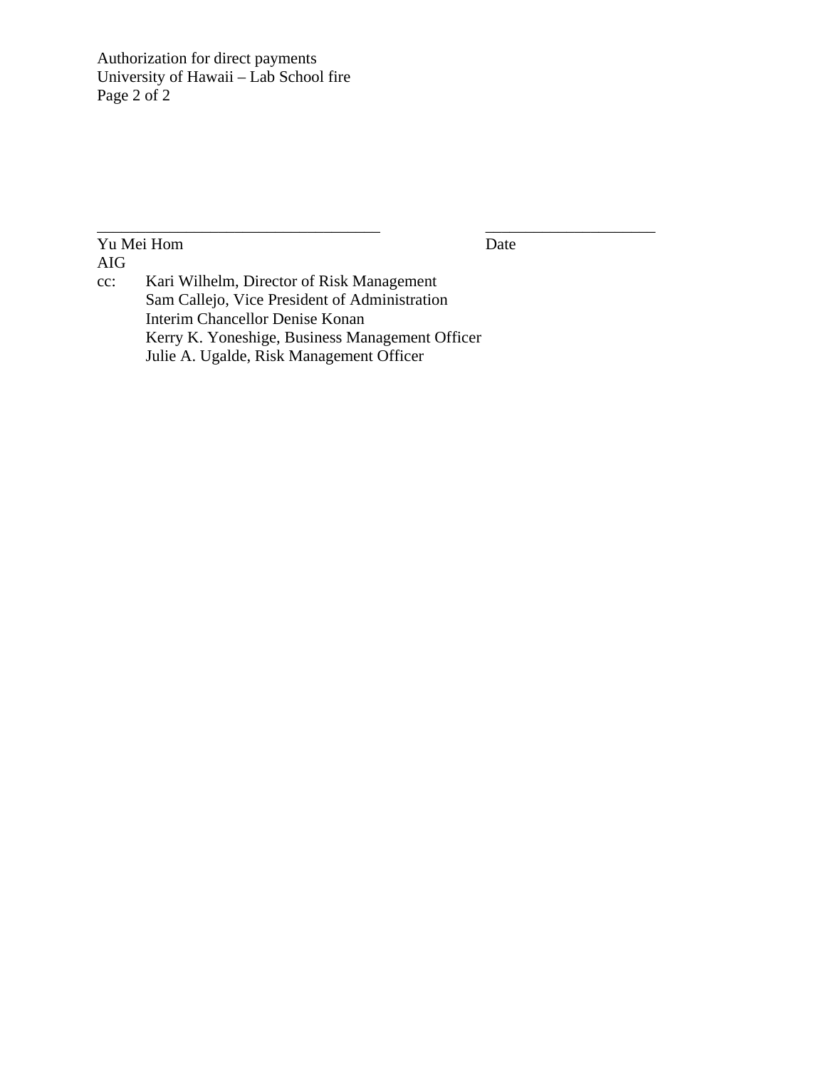\_\_\_\_\_\_\_\_\_\_\_\_\_\_\_\_\_\_\_\_\_\_\_\_\_\_\_\_\_\_\_\_\_\_\_\_ \_\_\_\_\_\_\_\_\_\_\_\_\_\_\_\_\_\_\_\_\_\_

Yu Mei Hom Date

AIG

cc: Kari Wilhelm, Director of Risk Management
Sam Callejo, Vice President of Administration
Interim Chancellor Denise Konan
Kerry K. Yoneshige, Business Management Officer
Julie A. Ugalde, Risk Management Officer